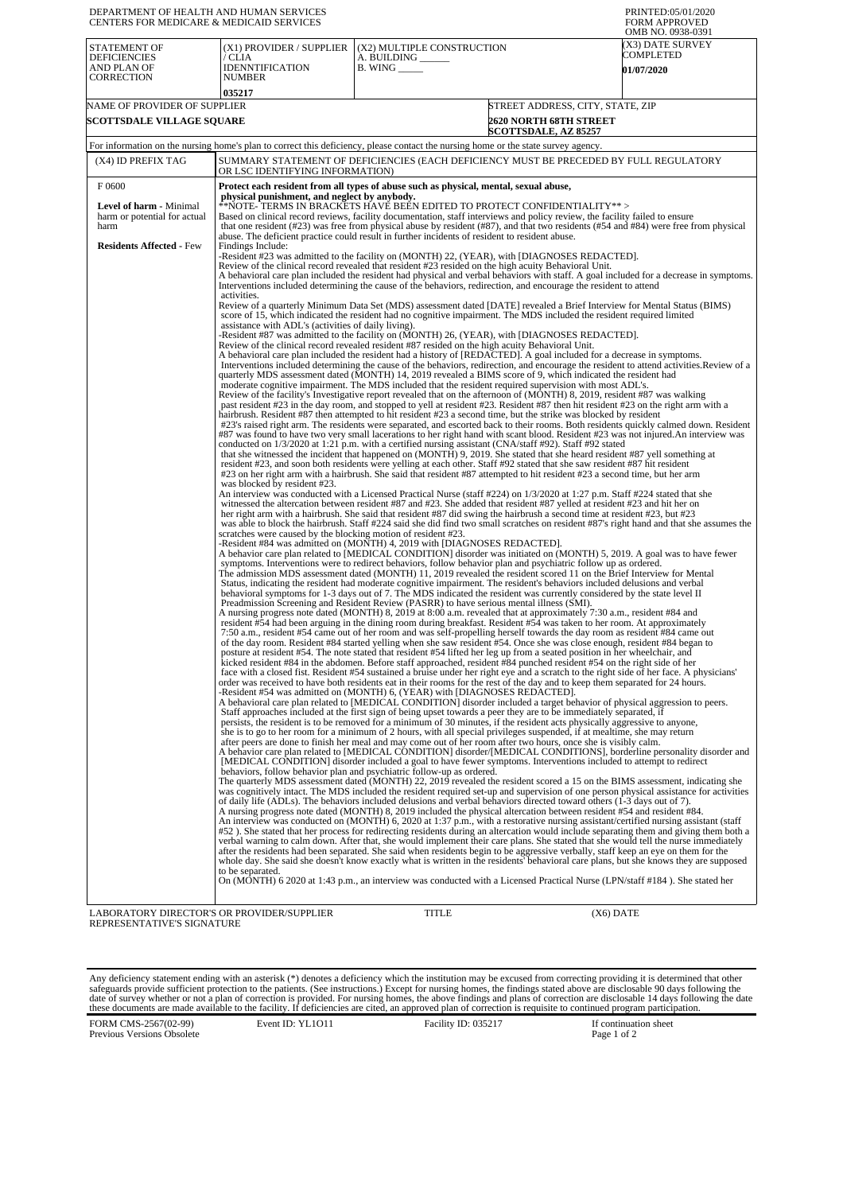DEPARTMENT OF HEALTH AND HUMAN SERVICES
CENTERS FOR MEDICARE & MEDICAID SERVICES

PRINTED:05/01/2020
FORM APPROVED
OMB NO. 0938-0391

| STATEMENT OF DEFICIENCIES AND PLAN OF CORRECTION | (X1) PROVIDER / SUPPLIER / CLIA IDENNTIFICATION NUMBER | (X2) MULTIPLE CONSTRUCTION | (X3) DATE SURVEY COMPLETED |
|---|---|---|---|
| | 035217 | A. BUILDING ______ B. WING _____ | 01/07/2020 |

| NAME OF PROVIDER OF SUPPLIER | STREET ADDRESS, CITY, STATE, ZIP |
|---|---|
| SCOTTSDALE VILLAGE SQUARE | 2620 NORTH 68TH STREET SCOTTSDALE, AZ 85257 |

For information on the nursing home's plan to correct this deficiency, please contact the nursing home or the state survey agency.

| (X4) ID PREFIX TAG | SUMMARY STATEMENT OF DEFICIENCIES (EACH DEFICIENCY MUST BE PRECEDED BY FULL REGULATORY OR LSC IDENTIFYING INFORMATION) |
|---|---|
| F 0600<br><br>**Level of harm** - Minimal harm or potential for actual harm<br><br>**Residents Affected** - Few | **Protect each resident from all types of abuse such as physical, mental, sexual abuse, physical punishment, and neglect by anybody.**<br>**NOTE- TERMS IN BRACKETS HAVE BEEN EDITED TO PROTECT CONFIDENTIALITY** ><br>Based on clinical record reviews, facility documentation, staff interviews and policy review, the facility failed to ensure that one resident (#23) was free from physical abuse by resident (#87), and that two residents (#54 and #84) were free from physical abuse. The deficient practice could result in further incidents of resident to resident abuse.<br>Findings Include:<br>-Resident #23 was admitted to the facility on (MONTH) 22, (YEAR), with [DIAGNOSES REDACTED].<br>Review of the clinical record revealed that resident #23 resided on the high acuity Behavioral Unit.<br>A behavioral care plan included the resident had physical and verbal behaviors with staff. A goal included for a decrease in symptoms. Interventions included determining the cause of the behaviors, redirection, and encourage the resident to attend activities.<br>Review of a quarterly Minimum Data Set (MDS) assessment dated [DATE] revealed a Brief Interview for Mental Status (BIMS) score of 15, which indicated the resident had no cognitive impairment. The MDS included the resident required limited assistance with ADL's (activities of daily living).<br>-Resident #87 was admitted to the facility on (MONTH) 26, (YEAR), with [DIAGNOSES REDACTED].<br>Review of the clinical record revealed resident #87 resided on the high acuity Behavioral Unit.<br>A behavioral care plan included the resident had a history of [REDACTED]. A goal included for a decrease in symptoms. Interventions included determining the cause of the behaviors, redirection, and encourage the resident to attend activities.Review of a quarterly MDS assessment dated (MONTH) 14, 2019 revealed a BIMS score of 9, which indicated the resident had moderate cognitive impairment. The MDS included that the resident required supervision with most ADL's.<br>Review of the facility's Investigative report revealed that on the afternoon of (MONTH) 8, 2019, resident #87 was walking past resident #23 in the day room, and stopped to yell at resident #23. Resident #87 then hit resident #23 on the right arm with a hairbrush. Resident #87 then attempted to hit resident #23 a second time, but the strike was blocked by resident #23's raised right arm. The residents were separated, and escorted back to their rooms. Both residents quickly calmed down. Resident #87 was found to have two very small lacerations to her right hand with scant blood. Resident #23 was not injured.An interview was conducted on 1/3/2020 at 1:21 p.m. with a certified nursing assistant (CNA/staff #92). Staff #92 stated that she witnessed the incident that happened on (MONTH) 9, 2019. She stated that she heard resident #87 yell something at resident #23, and soon both residents were yelling at each other. Staff #92 stated that she saw resident #87 hit resident #23 on her right arm with a hairbrush. She said that resident #87 attempted to hit resident #23 a second time, but her arm was blocked by resident #23.<br>An interview was conducted with a Licensed Practical Nurse (staff #224) on 1/3/2020 at 1:27 p.m. Staff #224 stated that she witnessed the altercation between resident #87 and #23. She added that resident #87 yelled at resident #23 and hit her on her right arm with a hairbrush. She said that resident #87 did swing the hairbrush a second time at resident #23, but #23 was able to block the hairbrush. Staff #224 said she did find two small scratches on resident #87's right hand and that she assumes the scratches were caused by the blocking motion of resident #23.<br>-Resident #84 was admitted on (MONTH) 4, 2019 with [DIAGNOSES REDACTED].<br>A behavior care plan related to [MEDICAL CONDITION] disorder was initiated on (MONTH) 5, 2019. A goal was to have fewer symptoms. Interventions were to redirect behaviors, follow behavior plan and psychiatric follow up as ordered.<br>The admission MDS assessment dated (MONTH) 11, 2019 revealed the resident scored 11 on the Brief Interview for Mental Status, indicating the resident had moderate cognitive impairment. The resident's behaviors included delusions and verbal behavioral symptoms for 1-3 days out of 7. The MDS indicated the resident was currently considered by the state level II Preadmission Screening and Resident Review (PASRR) to have serious mental illness (SMI).<br>A nursing progress note dated (MONTH) 8, 2019 at 8:00 a.m. revealed that at approximately 7:30 a.m., resident #84 and resident #54 had been arguing in the dining room during breakfast. Resident #54 was taken to her room. At approximately 7:50 a.m., resident #54 came out of her room and was self-propelling herself towards the day room as resident #84 came out of the day room. Resident #84 started yelling when she saw resident #54. Once she was close enough, resident #84 began to posture at resident #54. The note stated that resident #54 lifted her leg up from a seated position in her wheelchair, and kicked resident #84 in the abdomen. Before staff approached, resident #84 punched resident #54 on the right side of her face with a closed fist. Resident #54 sustained a bruise under her right eye and a scratch to the right side of her face. A physicians' order was received to have both residents eat in their rooms for the rest of the day and to keep them separated for 24 hours.<br>-Resident #54 was admitted on (MONTH) 6, (YEAR) with [DIAGNOSES REDACTED].<br>A behavioral care plan related to [MEDICAL CONDITION] disorder included a target behavior of physical aggression to peers. Staff approaches included at the first sign of being upset towards a peer they are to be immediately separated, if persists, the resident is to be removed for a minimum of 30 minutes, if the resident acts physically aggressive to anyone, she is to go to her room for a minimum of 2 hours, with all special privileges suspended, if at mealtime, she may return after peers are done to finish her meal and may come out of her room after two hours, once she is visibly calm.<br>A behavior care plan related to [MEDICAL CONDITION] disorder/[MEDICAL CONDITIONS], borderline personality disorder and [MEDICAL CONDITION] disorder included a goal to have fewer symptoms. Interventions included to attempt to redirect behaviors, follow behavior plan and psychiatric follow-up as ordered.<br>The quarterly MDS assessment dated (MONTH) 22, 2019 revealed the resident scored a 15 on the BIMS assessment, indicating she was cognitively intact. The MDS included the resident required set-up and supervision of one person physical assistance for activities of daily life (ADLs). The behaviors included delusions and verbal behaviors directed toward others (1-3 days out of 7).<br>A nursing progress note dated (MONTH) 8, 2019 included the physical altercation between resident #54 and resident #84.<br>An interview was conducted on (MONTH) 6, 2020 at 1:37 p.m., with a restorative nursing assistant/certified nursing assistant (staff #52 ). She stated that her process for redirecting residents during an altercation would include separating them and giving them both a verbal warning to calm down. After that, she would implement their care plans. She stated that she would tell the nurse immediately after the residents had been separated. She said when residents begin to be aggressive verbally, staff keep an eye on them for the whole day. She said she doesn't know exactly what is written in the residents' behavioral care plans, but she knows they are supposed to be separated.<br>On (MONTH) 6 2020 at 1:43 p.m., an interview was conducted with a Licensed Practical Nurse (LPN/staff #184 ). She stated her |

LABORATORY DIRECTOR'S OR PROVIDER/SUPPLIER REPRESENTATIVE'S SIGNATURE | TITLE | (X6) DATE

Any deficiency statement ending with an asterisk (*) denotes a deficiency which the institution may be excused from correcting providing it is determined that other safeguards provide sufficient protection to the patients. (See instructions.) Except for nursing homes, the findings stated above are disclosable 90 days following the date of survey whether or not a plan of correction is provided. For nursing homes, the above findings and plans of correction are disclosable 14 days following the date these documents are made available to the facility. If deficiencies are cited, an approved plan of correction is requisite to continued program participation.

FORM CMS-2567(02-99) Previous Versions Obsolete | Event ID: YL1O11 | Facility ID: 035217 | If continuation sheet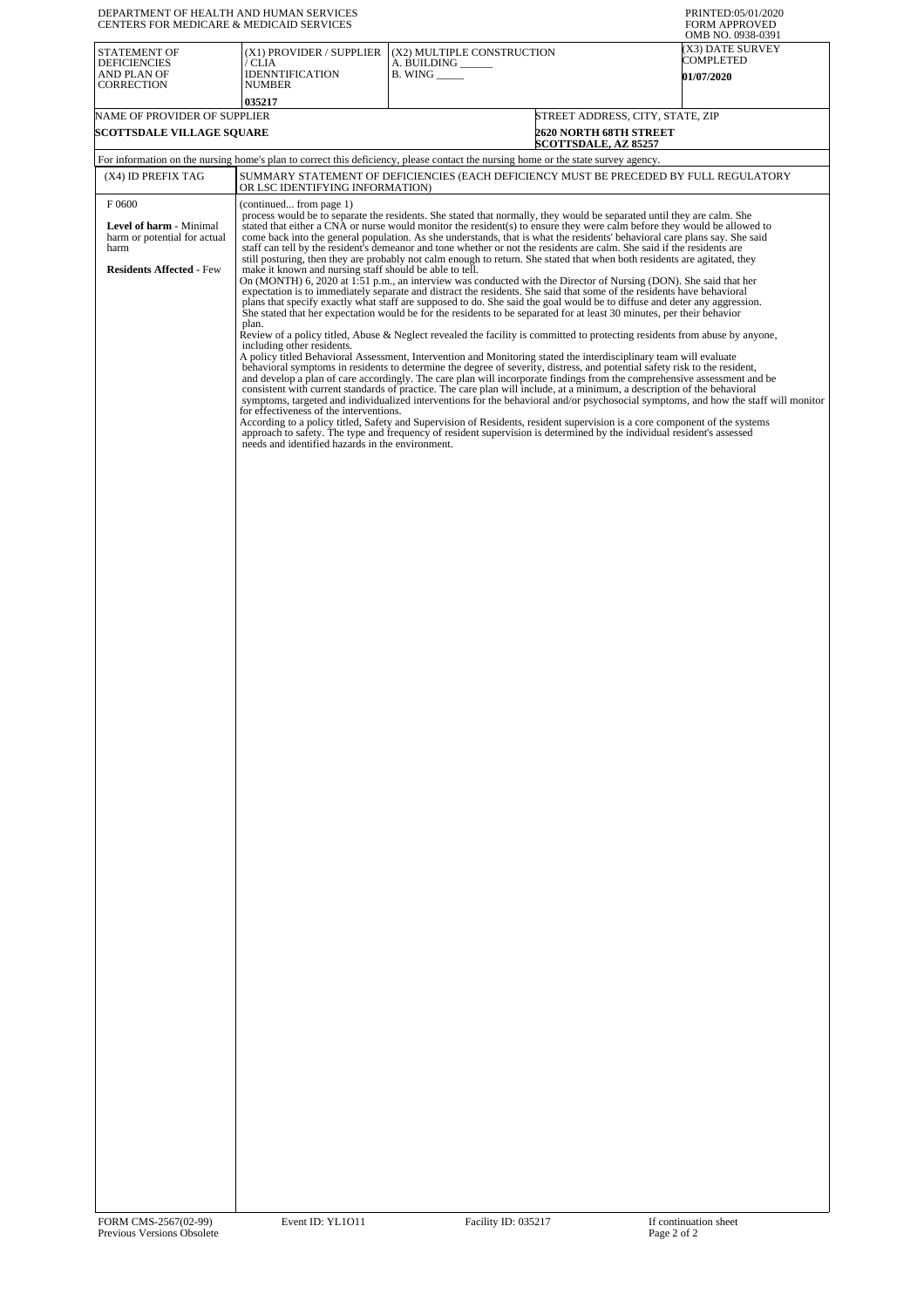DEPARTMENT OF HEALTH AND HUMAN SERVICES
CENTERS FOR MEDICARE & MEDICAID SERVICES

PRINTED:05/01/2020
FORM APPROVED
OMB NO. 0938-0391

| STATEMENT OF DEFICIENCIES AND PLAN OF CORRECTION | (X1) PROVIDER / SUPPLIER / CLIA IDENNTIFICATION NUMBER | (X2) MULTIPLE CONSTRUCTION | (X3) DATE SURVEY COMPLETED |
|---|---|---|---|
| | **035217** | A. BUILDING ______ B. WING _____ | **01/07/2020** |

| NAME OF PROVIDER OF SUPPLIER | STREET ADDRESS, CITY, STATE, ZIP |
|---|---|
| **SCOTTSDALE VILLAGE SQUARE** | **2620 NORTH 68TH STREET SCOTTSDALE, AZ 85257** |

For information on the nursing home's plan to correct this deficiency, please contact the nursing home or the state survey agency.

| (X4) ID PREFIX TAG | SUMMARY STATEMENT OF DEFICIENCIES (EACH DEFICIENCY MUST BE PRECEDED BY FULL REGULATORY OR LSC IDENTIFYING INFORMATION) |
|---|---|
| F 0600<br><br>**Level of harm -** Minimal harm or potential for actual harm<br><br>**Residents Affected -** Few | (continued... from page 1)<br>process would be to separate the residents. She stated that normally, they would be separated until they are calm. She stated that either a CNA or nurse would monitor the resident(s) to ensure they were calm before they would be allowed to come back into the general population. As she understands, that is what the residents' behavioral care plans say. She said staff can tell by the resident's demeanor and tone whether or not the residents are calm. She said if the residents are still posturing, then they are probably not calm enough to return. She stated that when both residents are agitated, they make it known and nursing staff should be able to tell.<br>On (MONTH) 6, 2020 at 1:51 p.m., an interview was conducted with the Director of Nursing (DON). She said that her expectation is to immediately separate and distract the residents. She said that some of the residents have behavioral plans that specify exactly what staff are supposed to do. She said the goal would be to diffuse and deter any aggression. She stated that her expectation would be for the residents to be separated for at least 30 minutes, per their behavior plan.<br>Review of a policy titled, Abuse & Neglect revealed the facility is committed to protecting residents from abuse by anyone, including other residents.<br>A policy titled Behavioral Assessment, Intervention and Monitoring stated the interdisciplinary team will evaluate behavioral symptoms in residents to determine the degree of severity, distress, and potential safety risk to the resident, and develop a plan of care accordingly. The care plan will incorporate findings from the comprehensive assessment and be consistent with current standards of practice. The care plan will include, at a minimum, a description of the behavioral symptoms, targeted and individualized interventions for the behavioral and/or psychosocial symptoms, and how the staff will monitor for effectiveness of the interventions.<br>According to a policy titled, Safety and Supervision of Residents, resident supervision is a core component of the systems approach to safety. The type and frequency of resident supervision is determined by the individual resident's assessed needs and identified hazards in the environment. |

FORM CMS-2567(02-99) Previous Versions Obsolete | Event ID: YL1O11 | Facility ID: 035217 | If continuation sheet